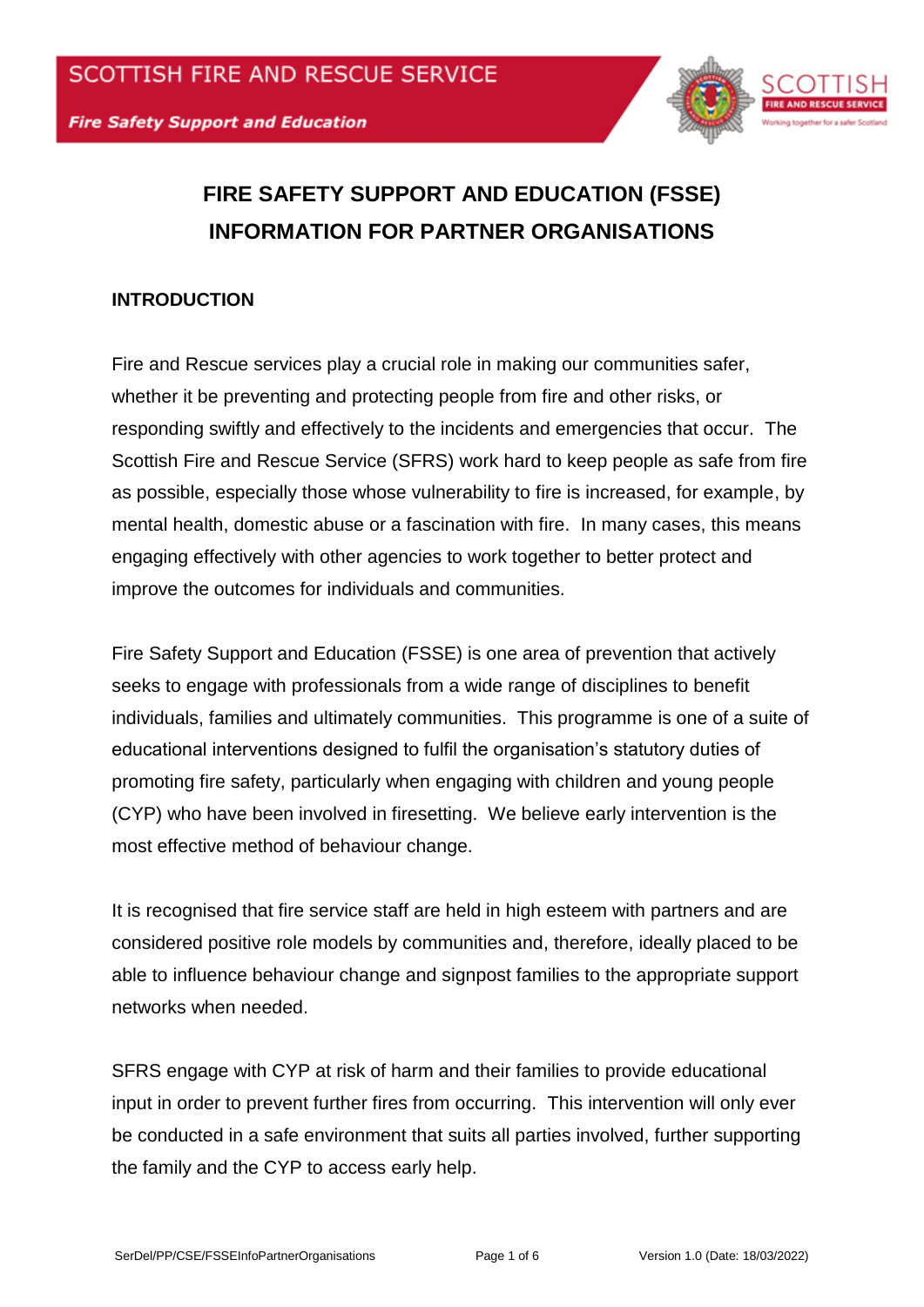# FIRE SAFETY SUPPORT AND EDUCATION (FSSE) INFORMATION FOR PARTNER ORGANISATIONS

## INTRODUCTION

Fire and Rescue services play a crucial role in making our communities safer, whether it be preventing and protecting people from fire and other risks, or responding swiftly and effectively to the incidents and emergencies that occur. The Scottish Fire and Rescue Service (SFRS) work hard to keep people as safe from fire as possible, especially those whose vulnerability to fire is increased, for example, by mental health, domestic abuse or a fascination with fire. In many cases, this means engaging effectively with other agencies to work together to better protect and improve the outcomes for individuals and communities.

Fire Safety Support and Education (FSSE) is one area of prevention that actively seeks to engage with professionals from a wide range of disciplines to benefit individuals, families and ultimately communities. This programme is one of a suite of educational interventions designed to fulfil the organisation's statutory duties of promoting fire safety, particularly when engaging with children and young people (CYP) who have been involved in firesetting. We believe early intervention is the most effective method of behaviour change.

It is recognised that fire service staff are held in high esteem with partners and are considered positive role models by communities and, therefore, ideally placed to be able to influence behaviour change and signpost families to the appropriate support networks when needed.

SFRS engage with CYP at risk of harm and their families to provide educational input in order to prevent further fires from occurring. This intervention will only ever be conducted in a safe environment that suits all parties involved, further supporting the family and the CYP to access early help.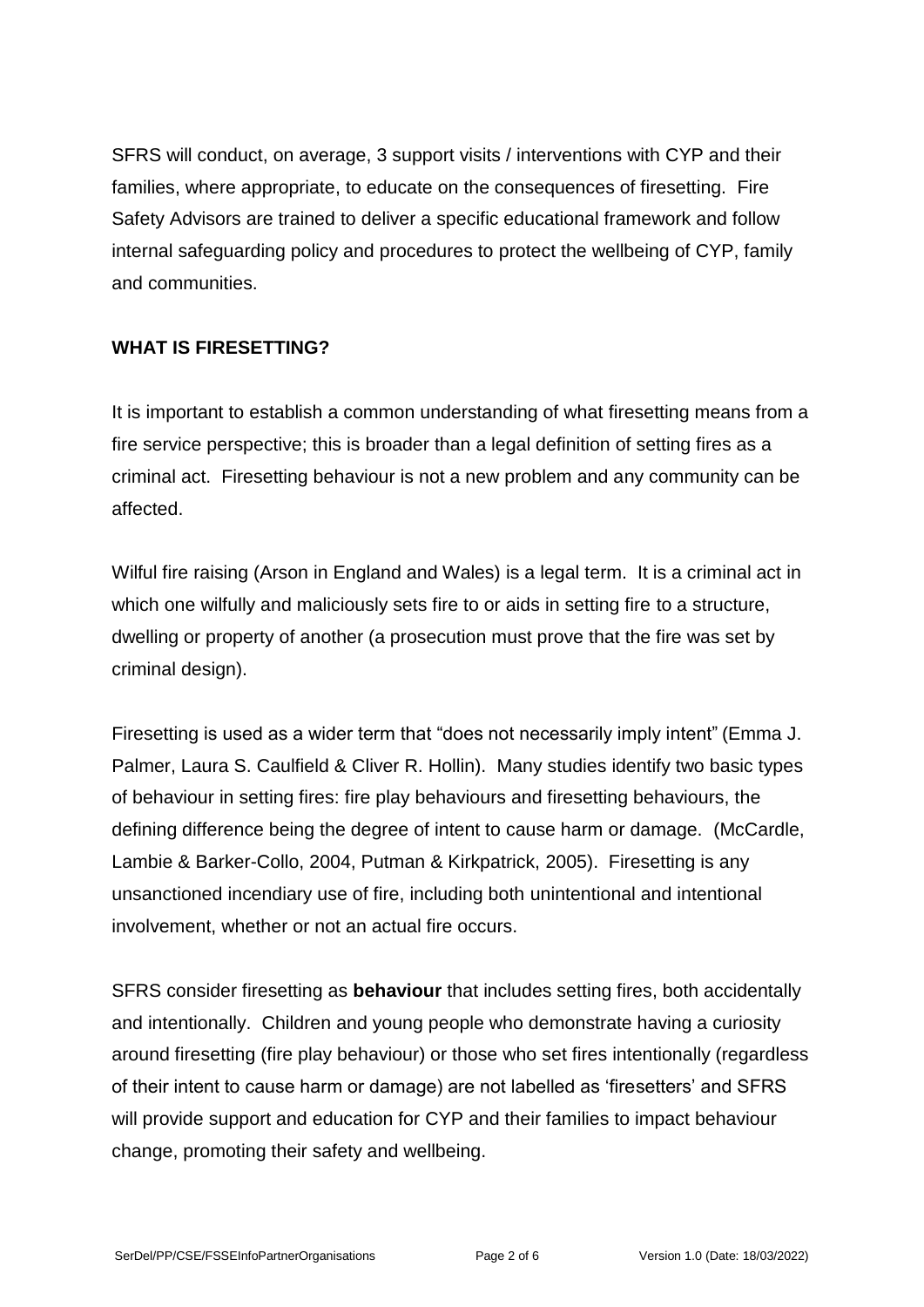SFRS will conduct, on average, 3 support visits / interventions with CYP and their families, where appropriate, to educate on the consequences of firesetting. Fire Safety Advisors are trained to deliver a specific educational framework and follow internal safeguarding policy and procedures to protect the wellbeing of CYP, family and communities.

## WHAT IS FIRESETTING?

It is important to establish a common understanding of what firesetting means from a fire service perspective; this is broader than a legal definition of setting fires as a criminal act. Firesetting behaviour is not a new problem and any community can be affected.

Wilful fire raising (Arson in England and Wales) is a legal term. It is a criminal act in which one wilfully and maliciously sets fire to or aids in setting fire to a structure, dwelling or property of another (a prosecution must prove that the fire was set by criminal design).

Firesetting is used as a wider term that "does not necessarily imply intent" (Emma J. Palmer, Laura S. Caulfield & Cliver R. Hollin). Many studies identify two basic types of behaviour in setting fires: fire play behaviours and firesetting behaviours, the defining difference being the degree of intent to cause harm or damage. (McCardle, Lambie & Barker-Collo, 2004, Putman & Kirkpatrick, 2005). Firesetting is any unsanctioned incendiary use of fire, including both unintentional and intentional involvement, whether or not an actual fire occurs.

SFRS consider firesetting as **behaviour** that includes setting fires, both accidentally and intentionally. Children and young people who demonstrate having a curiosity around firesetting (fire play behaviour) or those who set fires intentionally (regardless of their intent to cause harm or damage) are not labelled as 'firesetters' and SFRS will provide support and education for CYP and their families to impact behaviour change, promoting their safety and wellbeing.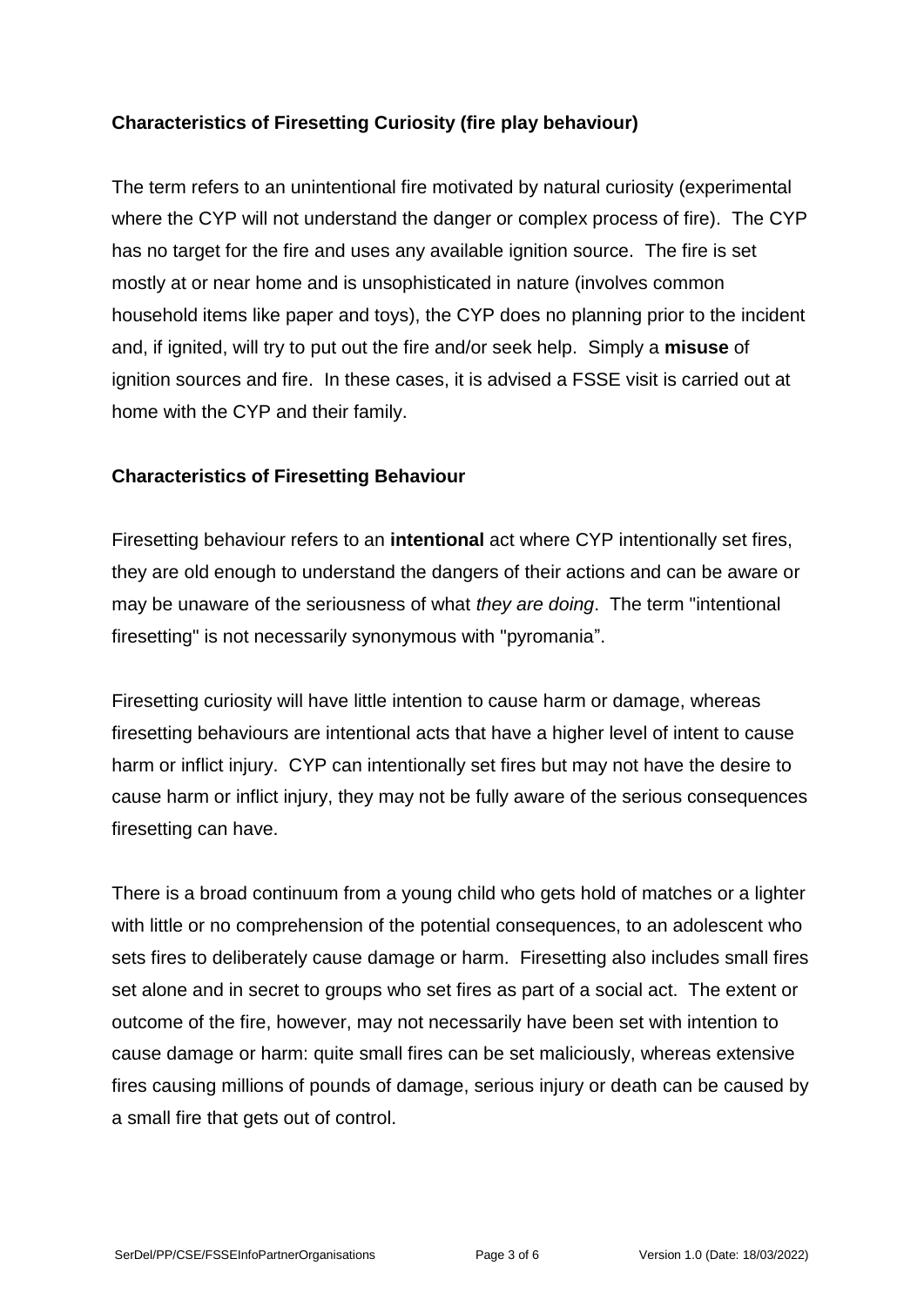**Characteristics of Firesetting Curiosity (fire play behaviour)**

The term refers to an unintentional fire motivated by natural curiosity (experimental where the CYP will not understand the danger or complex process of fire). The CYP has no target for the fire and uses any available ignition source. The fire is set mostly at or near home and is unsophisticated in nature (involves common household items like paper and toys), the CYP does no planning prior to the incident and, if ignited, will try to put out the fire and/or seek help. Simply a **misuse** of ignition sources and fire. In these cases, it is advised a FSSE visit is carried out at home with the CYP and their family.

**Characteristics of Firesetting Behaviour**

Firesetting behaviour refers to an **intentional** act where CYP intentionally set fires, they are old enough to understand the dangers of their actions and can be aware or may be unaware of the seriousness of what *they are doing*. The term "intentional firesetting" is not necessarily synonymous with "pyromania".

Firesetting curiosity will have little intention to cause harm or damage, whereas firesetting behaviours are intentional acts that have a higher level of intent to cause harm or inflict injury. CYP can intentionally set fires but may not have the desire to cause harm or inflict injury, they may not be fully aware of the serious consequences firesetting can have.

There is a broad continuum from a young child who gets hold of matches or a lighter with little or no comprehension of the potential consequences, to an adolescent who sets fires to deliberately cause damage or harm. Firesetting also includes small fires set alone and in secret to groups who set fires as part of a social act. The extent or outcome of the fire, however, may not necessarily have been set with intention to cause damage or harm: quite small fires can be set maliciously, whereas extensive fires causing millions of pounds of damage, serious injury or death can be caused by a small fire that gets out of control.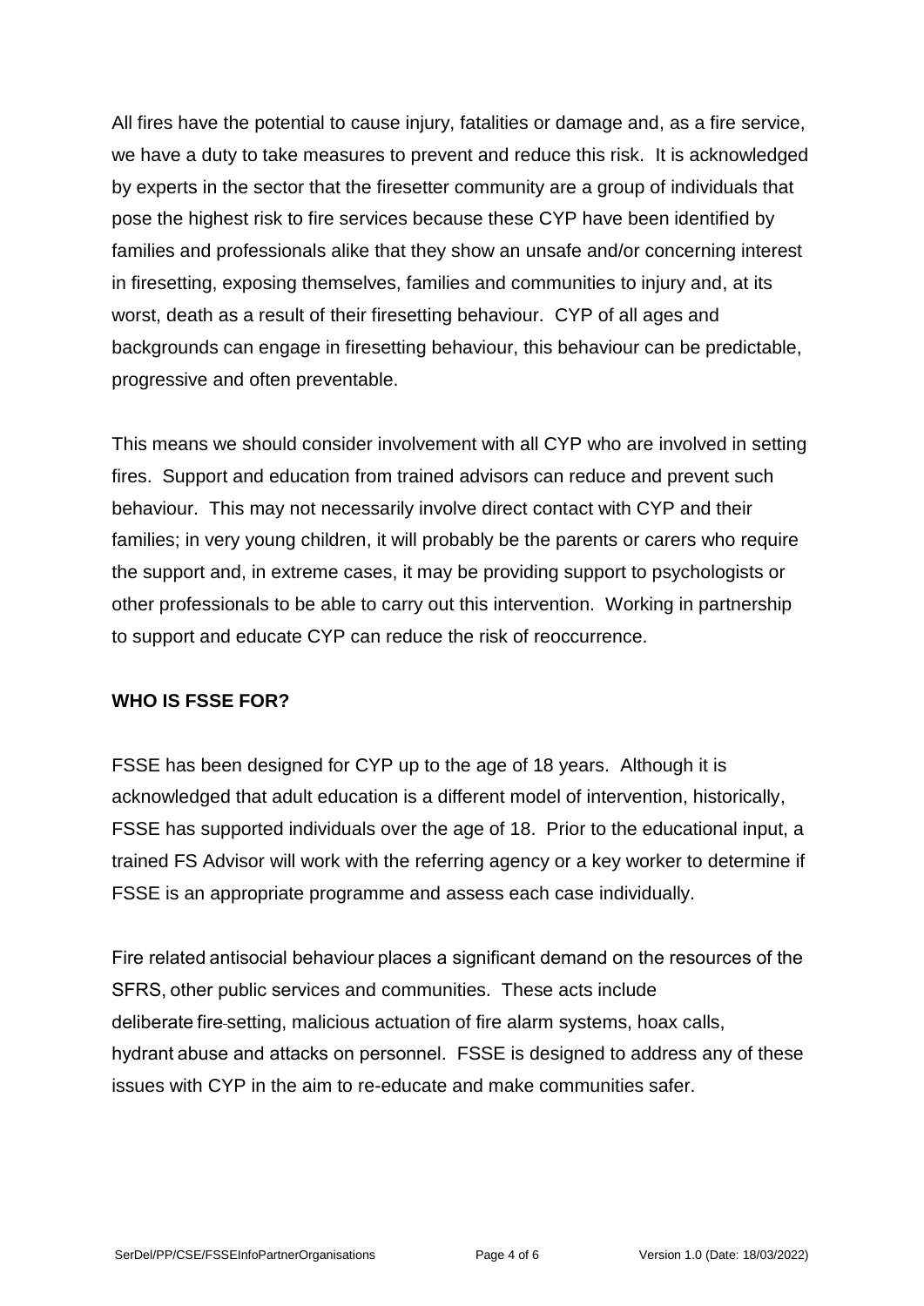All fires have the potential to cause injury, fatalities or damage and, as a fire service, we have a duty to take measures to prevent and reduce this risk. It is acknowledged by experts in the sector that the firesetter community are a group of individuals that pose the highest risk to fire services because these CYP have been identified by families and professionals alike that they show an unsafe and/or concerning interest in firesetting, exposing themselves, families and communities to injury and, at its worst, death as a result of their firesetting behaviour. CYP of all ages and backgrounds can engage in firesetting behaviour, this behaviour can be predictable, progressive and often preventable.

This means we should consider involvement with all CYP who are involved in setting fires. Support and education from trained advisors can reduce and prevent such behaviour. This may not necessarily involve direct contact with CYP and their families; in very young children, it will probably be the parents or carers who require the support and, in extreme cases, it may be providing support to psychologists or other professionals to be able to carry out this intervention. Working in partnership to support and educate CYP can reduce the risk of reoccurrence.

**WHO IS FSSE FOR?**

FSSE has been designed for CYP up to the age of 18 years. Although it is acknowledged that adult education is a different model of intervention, historically, FSSE has supported individuals over the age of 18. Prior to the educational input, a trained FS Advisor will work with the referring agency or a key worker to determine if FSSE is an appropriate programme and assess each case individually.

Fire related antisocial behaviour places a significant demand on the resources of the SFRS, other public services and communities. These acts include deliberate fire-setting, malicious actuation of fire alarm systems, hoax calls, hydrant abuse and attacks on personnel. FSSE is designed to address any of these issues with CYP in the aim to re-educate and make communities safer.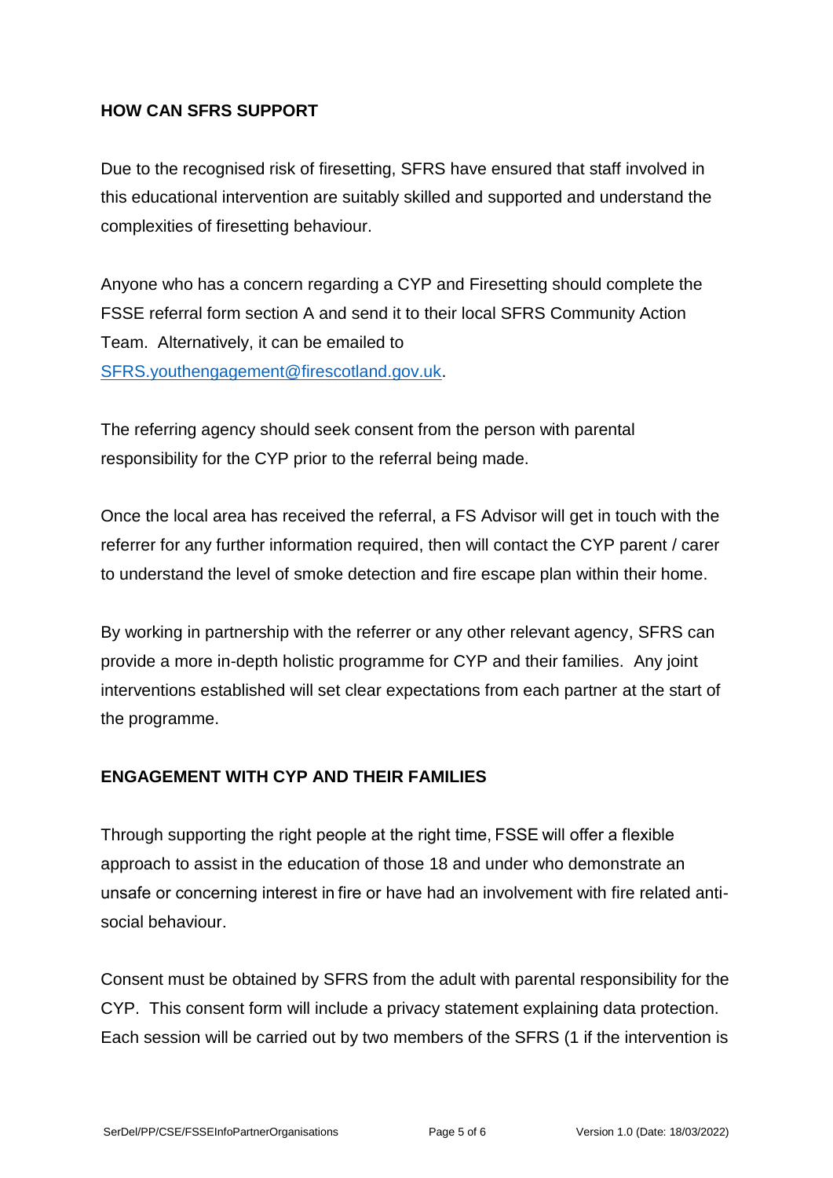## HOW CAN SFRS SUPPORT

Due to the recognised risk of firesetting, SFRS have ensured that staff involved in this educational intervention are suitably skilled and supported and understand the complexities of firesetting behaviour.

Anyone who has a concern regarding a CYP and Firesetting should complete the FSSE referral form section A and send it to their local SFRS Community Action Team. Alternatively, it can be emailed to [SFRS.youthengagement@firescotland.gov.uk](mailto:SFRS.youthengagement@firescotland.gov.uk).

The referring agency should seek consent from the person with parental responsibility for the CYP prior to the referral being made.

Once the local area has received the referral, a FS Advisor will get in touch with the referrer for any further information required, then will contact the CYP parent / carer to understand the level of smoke detection and fire escape plan within their home.

By working in partnership with the referrer or any other relevant agency, SFRS can provide a more in-depth holistic programme for CYP and their families. Any joint interventions established will set clear expectations from each partner at the start of the programme.

## ENGAGEMENT WITH CYP AND THEIR FAMILIES

Through supporting the right people at the right time, FSSE will offer a flexible approach to assist in the education of those 18 and under who demonstrate an unsafe or concerning interest in fire or have had an involvement with fire related anti-social behaviour.

Consent must be obtained by SFRS from the adult with parental responsibility for the CYP. This consent form will include a privacy statement explaining data protection. Each session will be carried out by two members of the SFRS (1 if the intervention is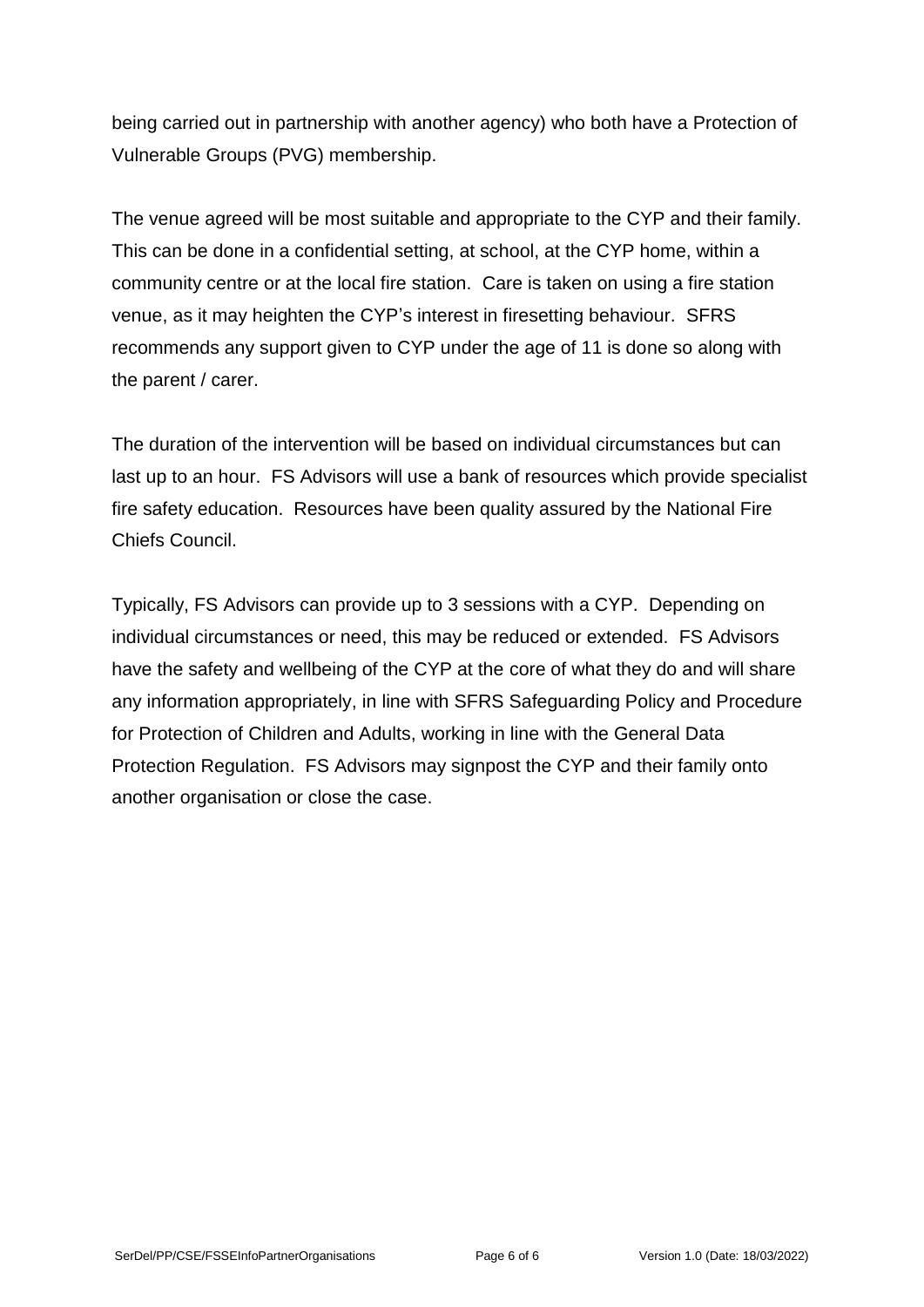being carried out in partnership with another agency) who both have a Protection of Vulnerable Groups (PVG) membership.

The venue agreed will be most suitable and appropriate to the CYP and their family. This can be done in a confidential setting, at school, at the CYP home, within a community centre or at the local fire station. Care is taken on using a fire station venue, as it may heighten the CYP's interest in firesetting behaviour. SFRS recommends any support given to CYP under the age of 11 is done so along with the parent / carer.

The duration of the intervention will be based on individual circumstances but can last up to an hour. FS Advisors will use a bank of resources which provide specialist fire safety education. Resources have been quality assured by the National Fire Chiefs Council.

Typically, FS Advisors can provide up to 3 sessions with a CYP. Depending on individual circumstances or need, this may be reduced or extended. FS Advisors have the safety and wellbeing of the CYP at the core of what they do and will share any information appropriately, in line with SFRS Safeguarding Policy and Procedure for Protection of Children and Adults, working in line with the General Data Protection Regulation. FS Advisors may signpost the CYP and their family onto another organisation or close the case.